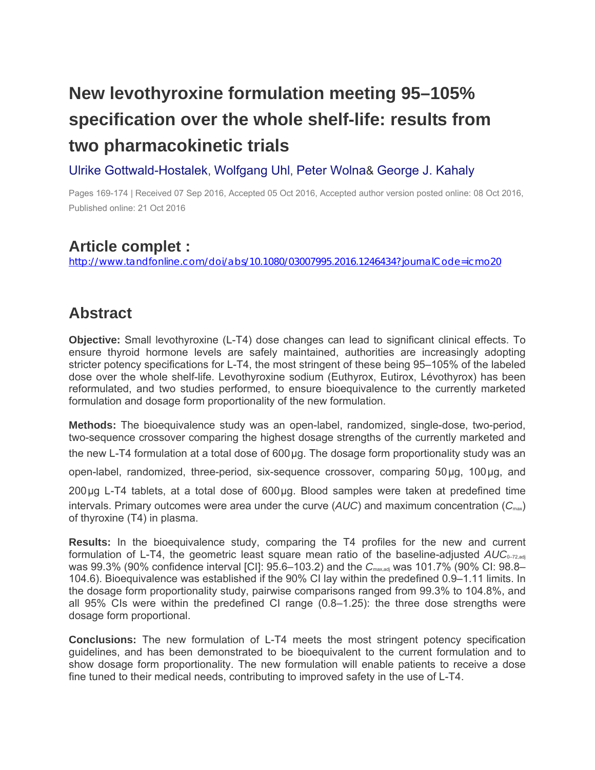# New levothyroxine formulation meeting 95–105% specification over the whole shelf-life: results from two pharmacokinetic trials

Ulrike Gottwald-Hostalek, Wolfgang Uhl, Peter Wolna & George J. Kahaly

Pages 169-174 | Received 07 Sep 2016, Accepted 05 Oct 2016, Accepted author version posted online: 08 Oct 2016, Published online: 21 Oct 2016

## Article complet :

http://www.tandfonline.com/doi/abs/10.1080/03007995.2016.1246434?journalCode=icmo20

## Abstract

**Objective:** Small levothyroxine (L-T4) dose changes can lead to significant clinical effects. To ensure thyroid hormone levels are safely maintained, authorities are increasingly adopting stricter potency specifications for L-T4, the most stringent of these being 95–105% of the labeled dose over the whole shelf-life. Levothyroxine sodium (Euthyrox, Eutirox, Lévothyrox) has been reformulated, and two studies performed, to ensure bioequivalence to the currently marketed formulation and dosage form proportionality of the new formulation.

**Methods:** The bioequivalence study was an open-label, randomized, single-dose, two-period, two-sequence crossover comparing the highest dosage strengths of the currently marketed and the new L-T4 formulation at a total dose of 600 µg. The dosage form proportionality study was an open-label, randomized, three-period, six-sequence crossover, comparing 50 µg, 100 µg, and 200 µg L-T4 tablets, at a total dose of 600 µg. Blood samples were taken at predefined time intervals. Primary outcomes were area under the curve (*AUC*) and maximum concentration ($C_{max}$) of thyroxine (T4) in plasma.

**Results:** In the bioequivalence study, comparing the T4 profiles for the new and current formulation of L-T4, the geometric least square mean ratio of the baseline-adjusted $AUC_{0–72,adj}$ was 99.3% (90% confidence interval [CI]: 95.6–103.2) and the $C_{max,adj}$ was 101.7% (90% CI: 98.8–104.6). Bioequivalence was established if the 90% CI lay within the predefined 0.9–1.11 limits. In the dosage form proportionality study, pairwise comparisons ranged from 99.3% to 104.8%, and all 95% CIs were within the predefined CI range (0.8–1.25): the three dose strengths were dosage form proportional.

**Conclusions:** The new formulation of L-T4 meets the most stringent potency specification guidelines, and has been demonstrated to be bioequivalent to the current formulation and to show dosage form proportionality. The new formulation will enable patients to receive a dose fine tuned to their medical needs, contributing to improved safety in the use of L-T4.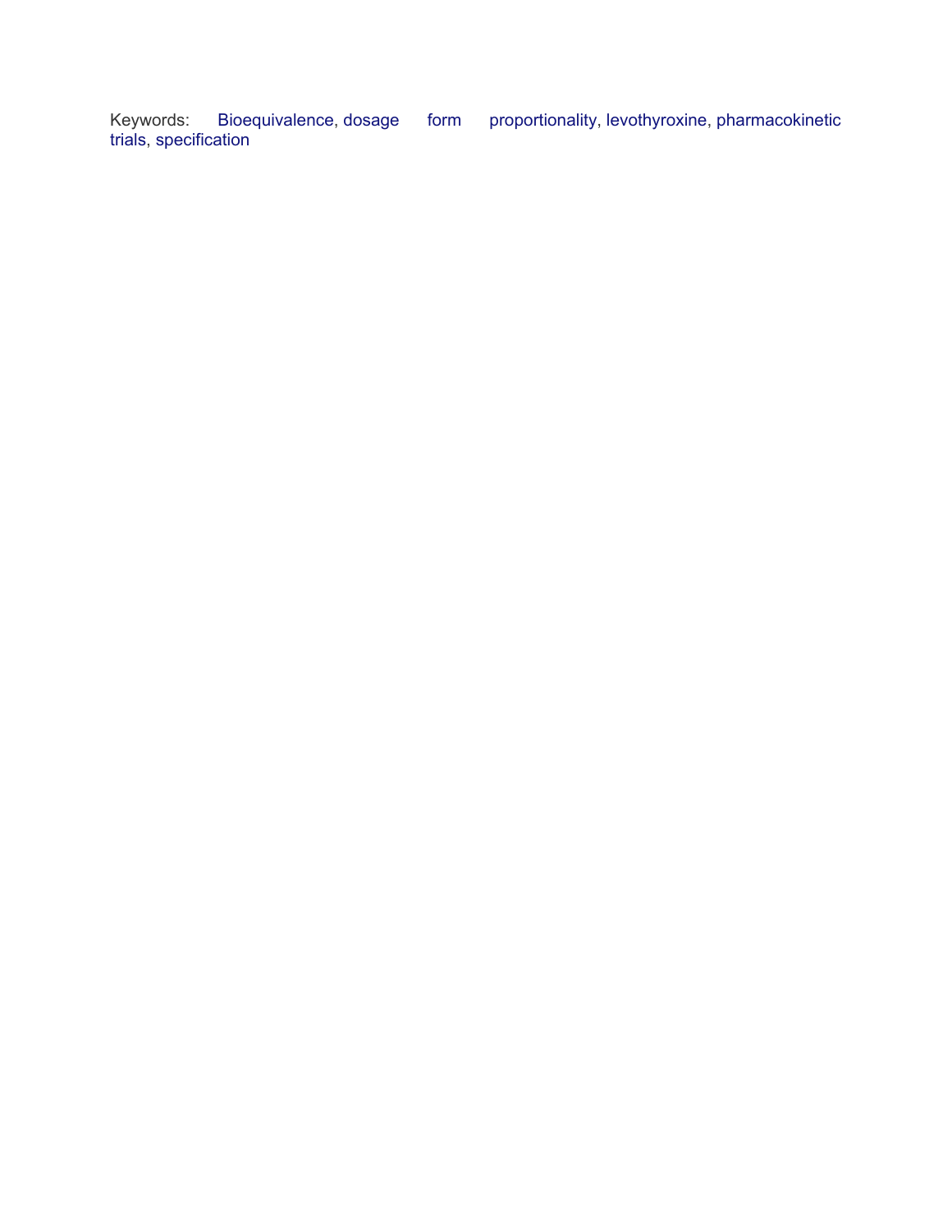Keywords: Bioequivalence, dosage form proportionality, levothyroxine, pharmacokinetic trials, specification